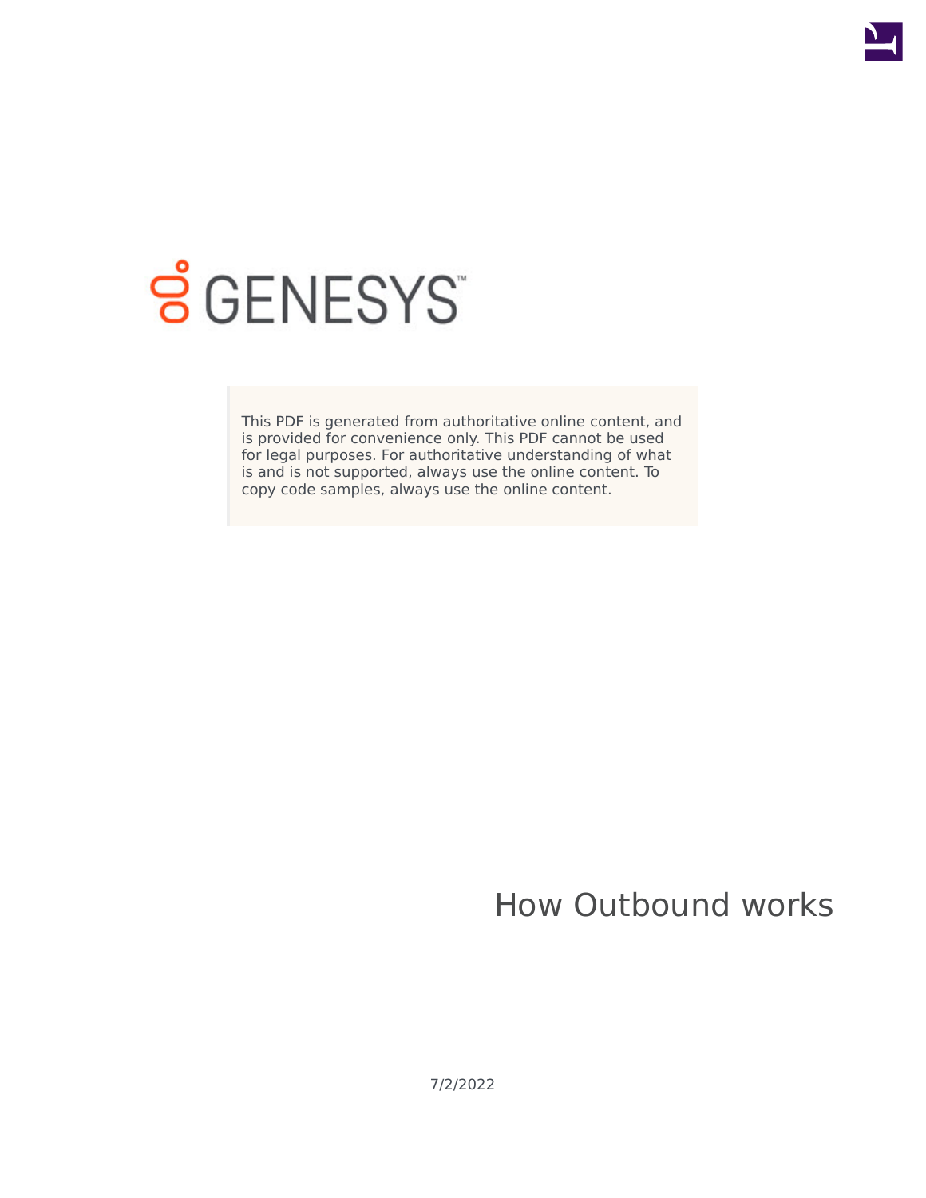GENESYS

This PDF is generated from authoritative online content, and is provided for convenience only. This PDF cannot be used for legal purposes. For authoritative understanding of what is and is not supported, always use the online content. To copy code samples, always use the online content.

# How Outbound works

7/2/2022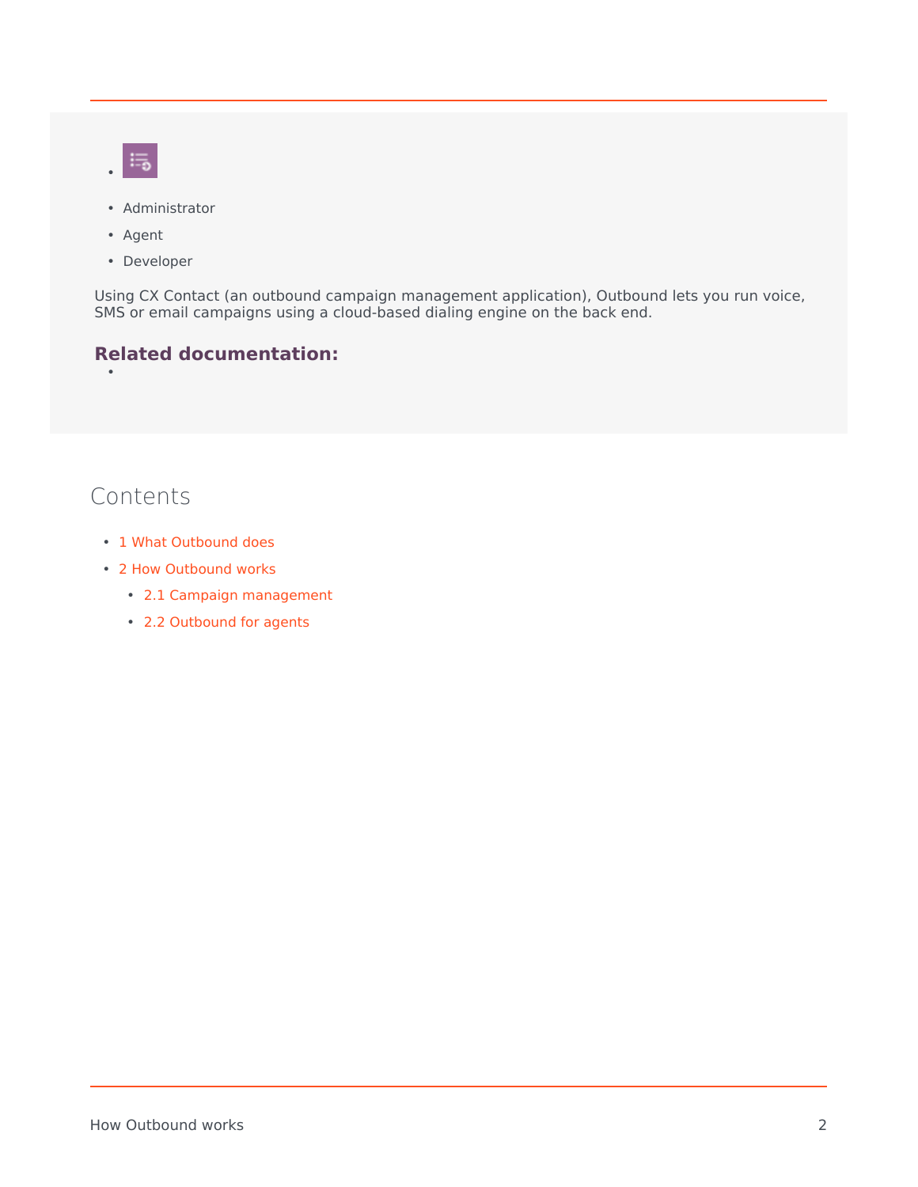- Administrator
- Agent
- Developer

Using CX Contact (an outbound campaign management application), Outbound lets you run voice, SMS or email campaigns using a cloud-based dialing engine on the back end.

**Related documentation:**

## Contents

- 1 What Outbound does
- 2 How Outbound works
  - 2.1 Campaign management
  - 2.2 Outbound for agents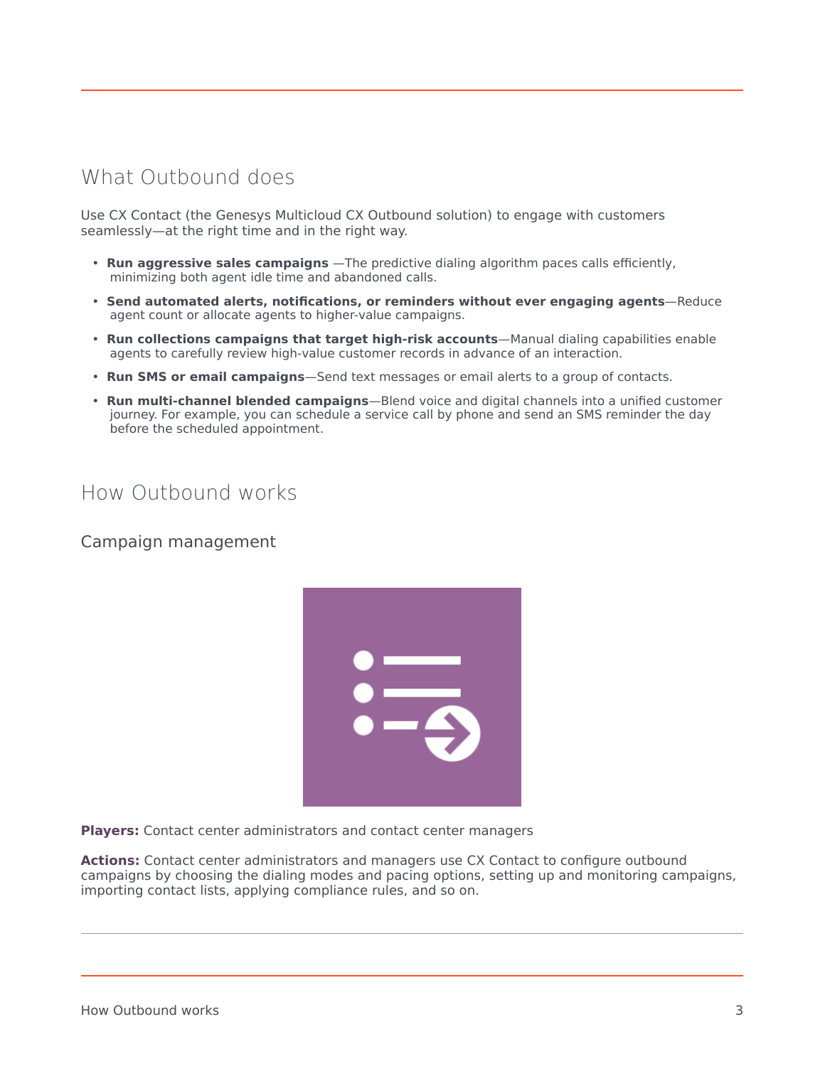## What Outbound does

Use CX Contact (the Genesys Multicloud CX Outbound solution) to engage with customers seamlessly—at the right time and in the right way.

- **Run aggressive sales campaigns** —The predictive dialing algorithm paces calls efficiently, minimizing both agent idle time and abandoned calls.
- **Send automated alerts, notifications, or reminders without ever engaging agents**—Reduce agent count or allocate agents to higher-value campaigns.
- **Run collections campaigns that target high-risk accounts**—Manual dialing capabilities enable agents to carefully review high-value customer records in advance of an interaction.
- **Run SMS or email campaigns**—Send text messages or email alerts to a group of contacts.
- **Run multi-channel blended campaigns**—Blend voice and digital channels into a unified customer journey. For example, you can schedule a service call by phone and send an SMS reminder the day before the scheduled appointment.

## How Outbound works

### Campaign management

**Players:** Contact center administrators and contact center managers

**Actions:** Contact center administrators and managers use CX Contact to configure outbound campaigns by choosing the dialing modes and pacing options, setting up and monitoring campaigns, importing contact lists, applying compliance rules, and so on.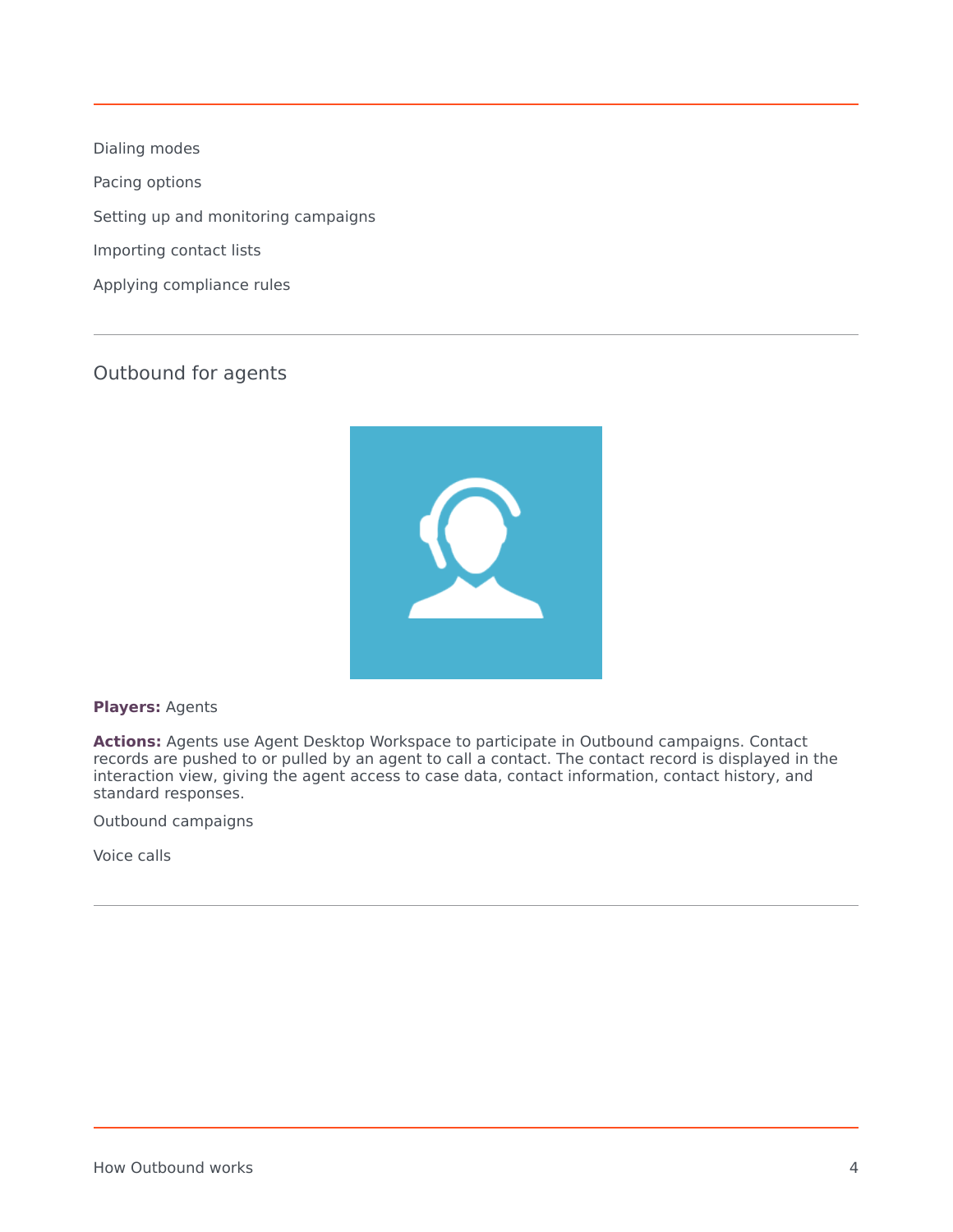Dialing modes

Pacing options

Setting up and monitoring campaigns

Importing contact lists

Applying compliance rules

## Outbound for agents

**Players:** Agents

**Actions:** Agents use Agent Desktop Workspace to participate in Outbound campaigns. Contact records are pushed to or pulled by an agent to call a contact. The contact record is displayed in the interaction view, giving the agent access to case data, contact information, contact history, and standard responses.

Outbound campaigns

Voice calls